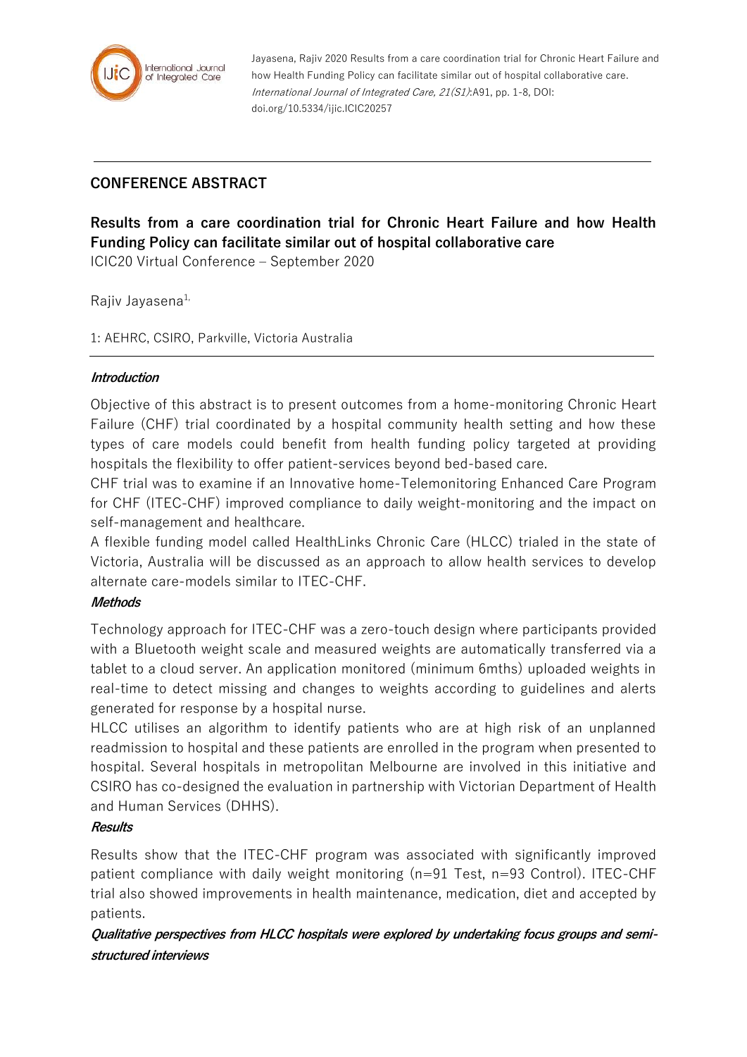Jayasena, Rajiv 2020 Results from a care coordination trial for Chronic Heart Failure and how Health Funding Policy can facilitate similar out of hospital collaborative care. *International Journal of Integrated Care, 21(S1)*:A91, pp. 1-8, DOI: doi.org/10.5334/ijic.ICIC20257

## CONFERENCE ABSTRACT

# Results from a care coordination trial for Chronic Heart Failure and how Health Funding Policy can facilitate similar out of hospital collaborative care

ICIC20 Virtual Conference – September 2020

Rajiv Jayasena[1,]

1: AEHRC, CSIRO, Parkville, Victoria Australia

### *Introduction*

Objective of this abstract is to present outcomes from a home-monitoring Chronic Heart Failure (CHF) trial coordinated by a hospital community health setting and how these types of care models could benefit from health funding policy targeted at providing hospitals the flexibility to offer patient-services beyond bed-based care.

CHF trial was to examine if an Innovative home-Telemonitoring Enhanced Care Program for CHF (ITEC-CHF) improved compliance to daily weight-monitoring and the impact on self-management and healthcare.

A flexible funding model called HealthLinks Chronic Care (HLCC) trialed in the state of Victoria, Australia will be discussed as an approach to allow health services to develop alternate care-models similar to ITEC-CHF.

### *Methods*

Technology approach for ITEC-CHF was a zero-touch design where participants provided with a Bluetooth weight scale and measured weights are automatically transferred via a tablet to a cloud server. An application monitored (minimum 6mths) uploaded weights in real-time to detect missing and changes to weights according to guidelines and alerts generated for response by a hospital nurse.

HLCC utilises an algorithm to identify patients who are at high risk of an unplanned readmission to hospital and these patients are enrolled in the program when presented to hospital. Several hospitals in metropolitan Melbourne are involved in this initiative and CSIRO has co-designed the evaluation in partnership with Victorian Department of Health and Human Services (DHHS).

### *Results*

Results show that the ITEC-CHF program was associated with significantly improved patient compliance with daily weight monitoring (n=91 Test, n=93 Control). ITEC-CHF trial also showed improvements in health maintenance, medication, diet and accepted by patients.

***Qualitative perspectives from HLCC hospitals were explored by undertaking focus groups and semi-structured interviews***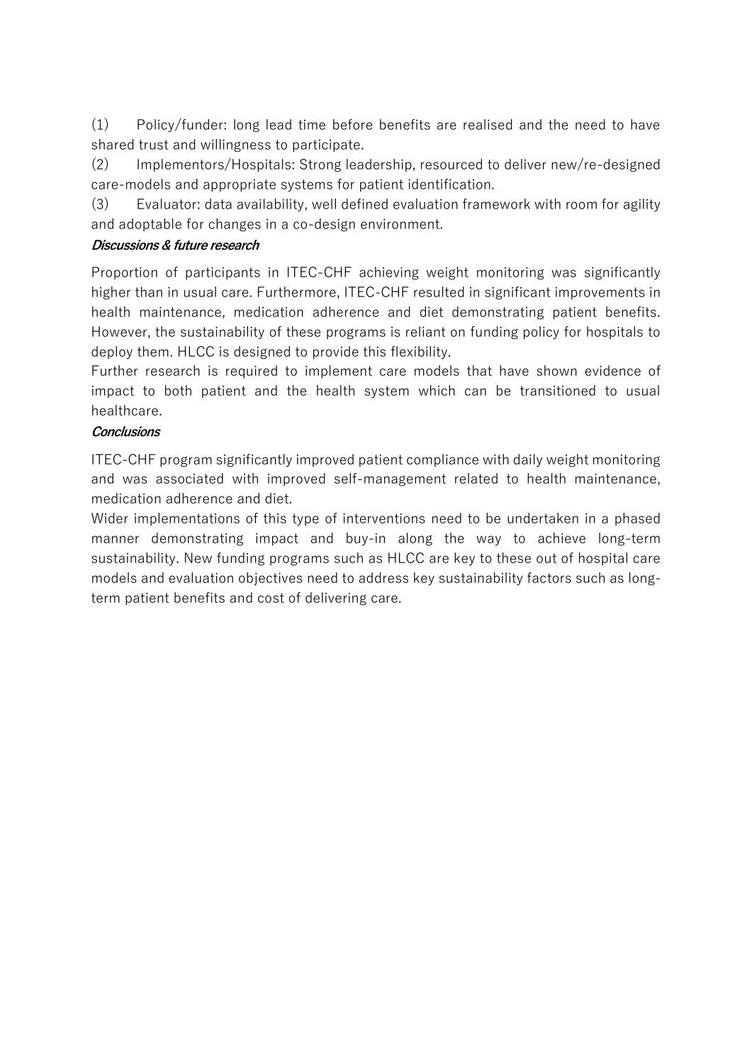(1) Policy/funder: long lead time before benefits are realised and the need to have shared trust and willingness to participate.

(2) Implementors/Hospitals: Strong leadership, resourced to deliver new/re-designed care-models and appropriate systems for patient identification.

(3) Evaluator: data availability, well defined evaluation framework with room for agility and adoptable for changes in a co-design environment.

***Discussions & future research***

Proportion of participants in ITEC-CHF achieving weight monitoring was significantly higher than in usual care. Furthermore, ITEC-CHF resulted in significant improvements in health maintenance, medication adherence and diet demonstrating patient benefits. However, the sustainability of these programs is reliant on funding policy for hospitals to deploy them. HLCC is designed to provide this flexibility.

Further research is required to implement care models that have shown evidence of impact to both patient and the health system which can be transitioned to usual healthcare.

***Conclusions***

ITEC-CHF program significantly improved patient compliance with daily weight monitoring and was associated with improved self-management related to health maintenance, medication adherence and diet.

Wider implementations of this type of interventions need to be undertaken in a phased manner demonstrating impact and buy-in along the way to achieve long-term sustainability. New funding programs such as HLCC are key to these out of hospital care models and evaluation objectives need to address key sustainability factors such as long-term patient benefits and cost of delivering care.